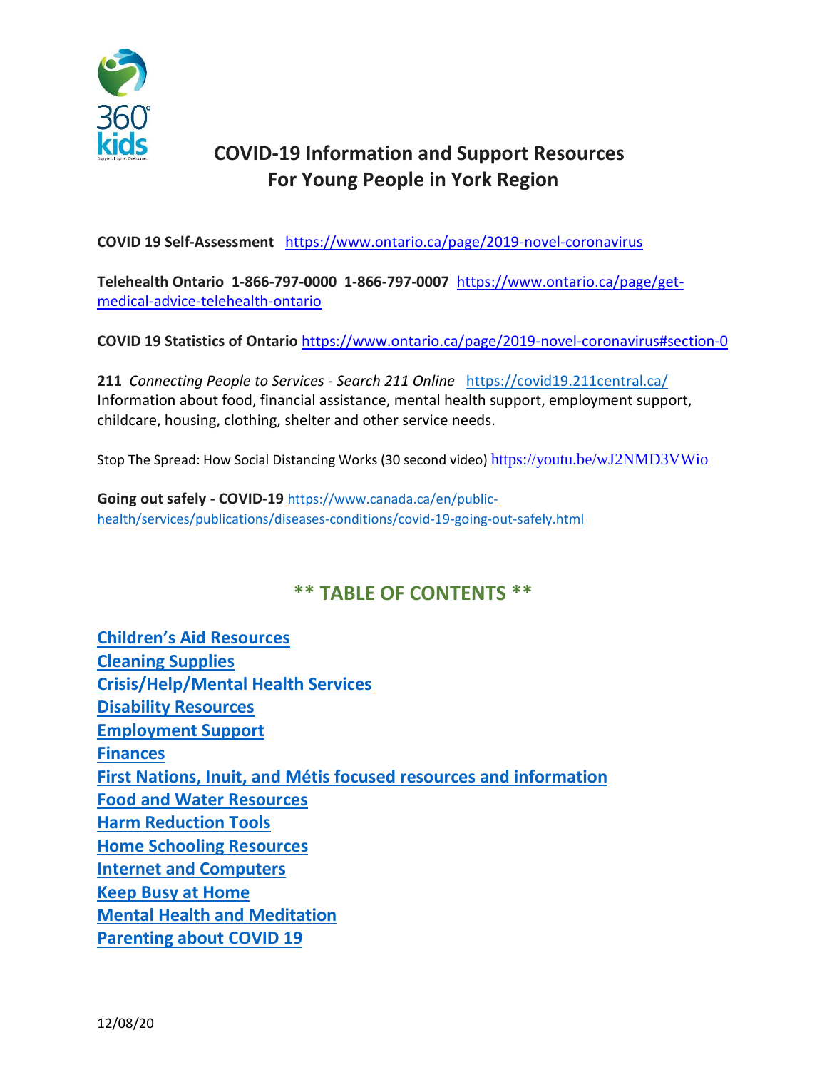# COVID-19 Information and Support Resources For Young People in York Region

**COVID 19 Self-Assessment** https://www.ontario.ca/page/2019-novel-coronavirus

**Telehealth Ontario 1-866-797-0000 1-866-797-0007** https://www.ontario.ca/page/get-medical-advice-telehealth-ontario

**COVID 19 Statistics of Ontario** https://www.ontario.ca/page/2019-novel-coronavirus#section-0

**211** *Connecting People to Services - Search 211 Online* https://covid19.211central.ca/
Information about food, financial assistance, mental health support, employment support, childcare, housing, clothing, shelter and other service needs.

Stop The Spread: How Social Distancing Works (30 second video) https://youtu.be/wJ2NMD3VWio

**Going out safely - COVID-19** https://www.canada.ca/en/public-health/services/publications/diseases-conditions/covid-19-going-out-safely.html

## ** TABLE OF CONTENTS **

**Children's Aid Resources**
**Cleaning Supplies**
**Crisis/Help/Mental Health Services**
**Disability Resources**
**Employment Support**
**Finances**
**First Nations, Inuit, and Métis focused resources and information**
**Food and Water Resources**
**Harm Reduction Tools**
**Home Schooling Resources**
**Internet and Computers**
**Keep Busy at Home**
**Mental Health and Meditation**
**Parenting about COVID 19**

12/08/20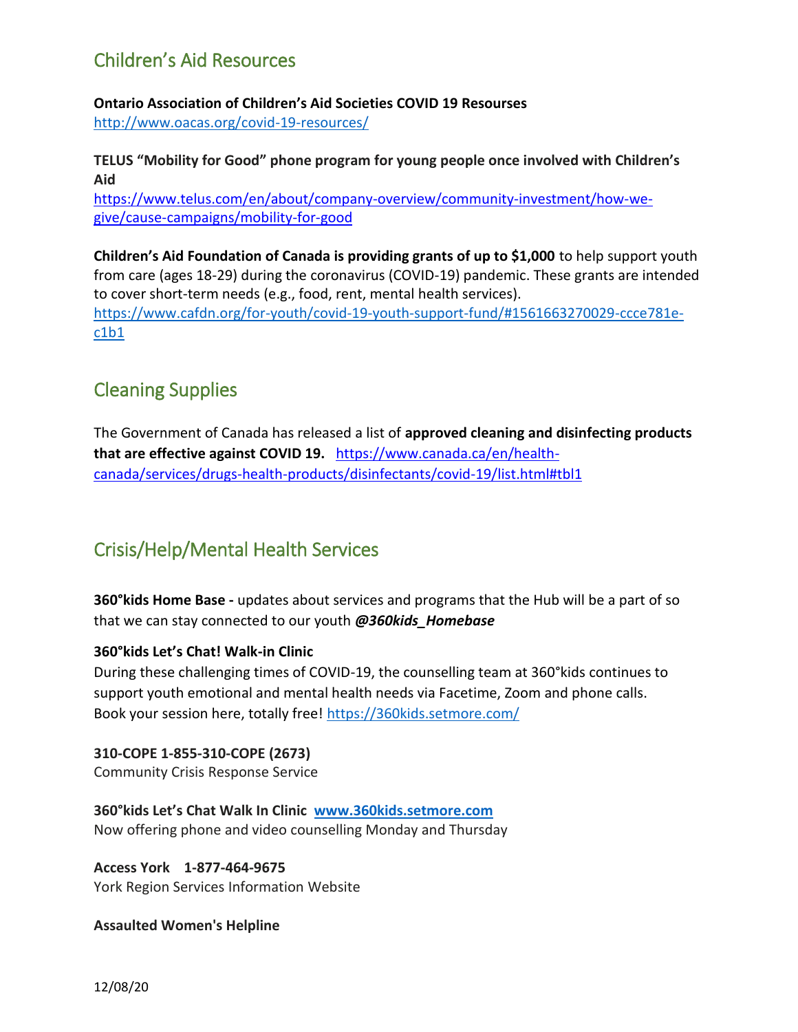## Children's Aid Resources

**Ontario Association of Children's Aid Societies COVID 19 Resourses**
http://www.oacas.org/covid-19-resources/

**TELUS "Mobility for Good" phone program for young people once involved with Children's Aid**
https://www.telus.com/en/about/company-overview/community-investment/how-we-give/cause-campaigns/mobility-for-good

**Children's Aid Foundation of Canada is providing grants of up to $1,000** to help support youth from care (ages 18-29) during the coronavirus (COVID-19) pandemic. These grants are intended to cover short-term needs (e.g., food, rent, mental health services).
https://www.cafdn.org/for-youth/covid-19-youth-support-fund/#1561663270029-ccce781e-c1b1

## Cleaning Supplies

The Government of Canada has released a list of **approved cleaning and disinfecting products that are effective against COVID 19.** https://www.canada.ca/en/health-canada/services/drugs-health-products/disinfectants/covid-19/list.html#tbl1

## Crisis/Help/Mental Health Services

**360°kids Home Base -** updates about services and programs that the Hub will be a part of so that we can stay connected to our youth ***@360kids_Homebase***

**360°kids Let's Chat! Walk-in Clinic**
During these challenging times of COVID-19, the counselling team at 360°kids continues to support youth emotional and mental health needs via Facetime, Zoom and phone calls. Book your session here, totally free! https://360kids.setmore.com/

**310-COPE 1-855-310-COPE (2673)**
Community Crisis Response Service

**360°kids Let's Chat Walk In Clinic** **www.360kids.setmore.com**
Now offering phone and video counselling Monday and Thursday

**Access York 1-877-464-9675**
York Region Services Information Website

**Assaulted Women's Helpline**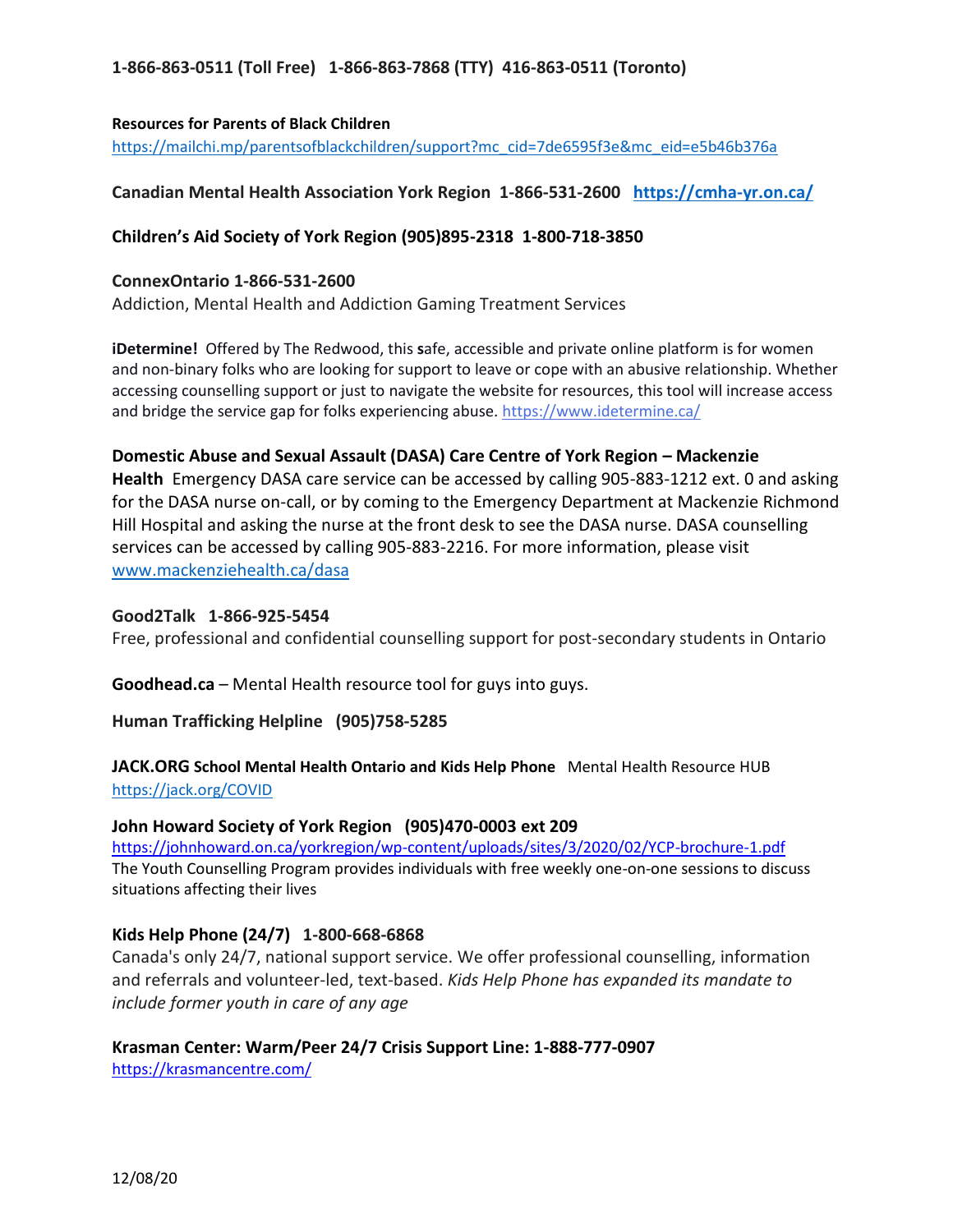**1-866-863-0511 (Toll Free)   1-866-863-7868 (TTY)  416-863-0511 (Toronto)**

**Resources for Parents of Black Children**
https://mailchi.mp/parentsofblackchildren/support?mc_cid=7de6595f3e&mc_eid=e5b46b376a

**Canadian Mental Health Association York Region  1-866-531-2600   https://cmha-yr.on.ca/**

**Children's Aid Society of York Region (905)895-2318  1-800-718-3850**

**ConnexOntario 1-866-531-2600**
Addiction, Mental Health and Addiction Gaming Treatment Services

**iDetermine!** Offered by The Redwood, this safe, accessible and private online platform is for women and non-binary folks who are looking for support to leave or cope with an abusive relationship. Whether accessing counselling support or just to navigate the website for resources, this tool will increase access and bridge the service gap for folks experiencing abuse. https://www.idetermine.ca/

**Domestic Abuse and Sexual Assault (DASA) Care Centre of York Region – Mackenzie Health** Emergency DASA care service can be accessed by calling 905-883-1212 ext. 0 and asking for the DASA nurse on-call, or by coming to the Emergency Department at Mackenzie Richmond Hill Hospital and asking the nurse at the front desk to see the DASA nurse. DASA counselling services can be accessed by calling 905-883-2216. For more information, please visit www.mackenziehealth.ca/dasa

**Good2Talk   1-866-925-5454**
Free, professional and confidential counselling support for post-secondary students in Ontario

**Goodhead.ca** – Mental Health resource tool for guys into guys.

**Human Trafficking Helpline   (905)758-5285**

**JACK.ORG School Mental Health Ontario and Kids Help Phone**   Mental Health Resource HUB
https://jack.org/COVID

**John Howard Society of York Region   (905)470-0003 ext 209**
https://johnhoward.on.ca/yorkregion/wp-content/uploads/sites/3/2020/02/YCP-brochure-1.pdf
The Youth Counselling Program provides individuals with free weekly one-on-one sessions to discuss situations affecting their lives

**Kids Help Phone (24/7)   1-800-668-6868**
Canada's only 24/7, national support service. We offer professional counselling, information and referrals and volunteer-led, text-based. *Kids Help Phone has expanded its mandate to include former youth in care of any age*

**Krasman Center: Warm/Peer 24/7 Crisis Support Line: 1-888-777-0907**
https://krasmancentre.com/

12/08/20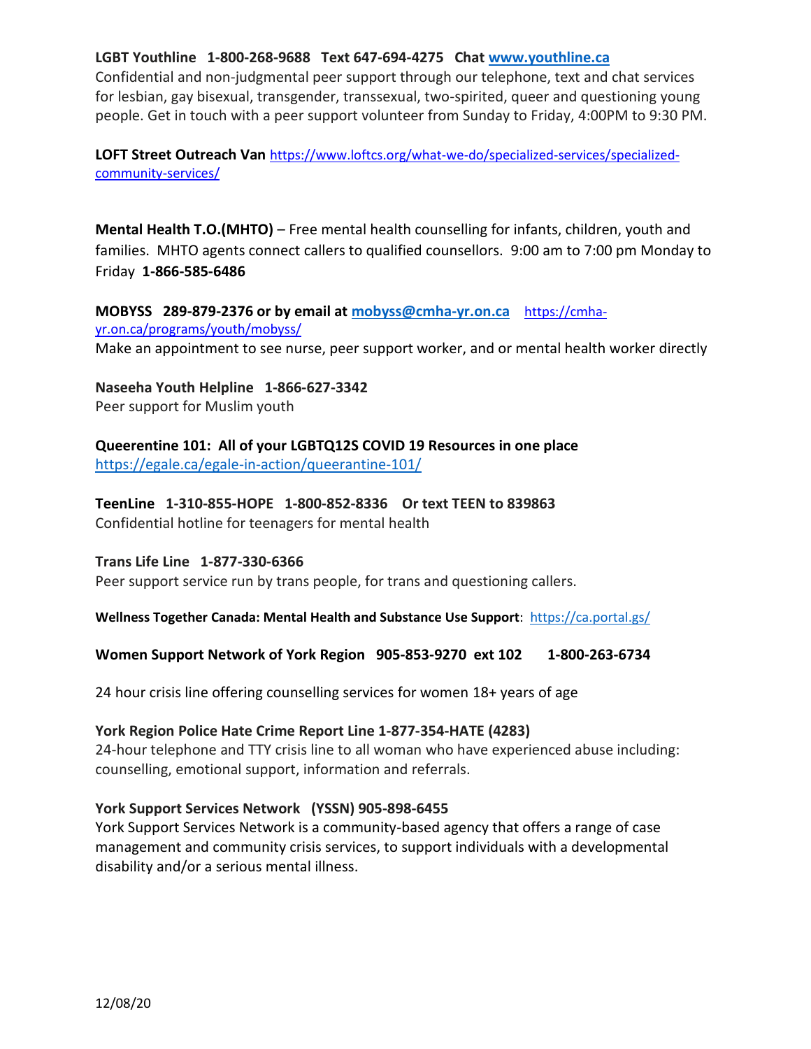**LGBT Youthline 1-800-268-9688 Text 647-694-4275 Chat www.youthline.ca**
Confidential and non-judgmental peer support through our telephone, text and chat services for lesbian, gay bisexual, transgender, transsexual, two-spirited, queer and questioning young people. Get in touch with a peer support volunteer from Sunday to Friday, 4:00PM to 9:30 PM.

**LOFT Street Outreach Van** https://www.loftcs.org/what-we-do/specialized-services/specialized-community-services/

**Mental Health T.O.(MHTO)** – Free mental health counselling for infants, children, youth and families. MHTO agents connect callers to qualified counsellors. 9:00 am to 7:00 pm Monday to Friday **1-866-585-6486**

**MOBYSS 289-879-2376 or by email at mobyss@cmha-yr.on.ca** https://cmha-yr.on.ca/programs/youth/mobyss/
Make an appointment to see nurse, peer support worker, and or mental health worker directly

**Naseeha Youth Helpline 1-866-627-3342**
Peer support for Muslim youth

**Queerentine 101: All of your LGBTQ12S COVID 19 Resources in one place**
https://egale.ca/egale-in-action/queerantine-101/

**TeenLine 1-310-855-HOPE 1-800-852-8336 Or text TEEN to 839863**
Confidential hotline for teenagers for mental health

**Trans Life Line 1-877-330-6366**
Peer support service run by trans people, for trans and questioning callers.

**Wellness Together Canada: Mental Health and Substance Use Support**: https://ca.portal.gs/

**Women Support Network of York Region 905-853-9270 ext 102 1-800-263-6734**

24 hour crisis line offering counselling services for women 18+ years of age

**York Region Police Hate Crime Report Line 1-877-354-HATE (4283)**
24-hour telephone and TTY crisis line to all woman who have experienced abuse including: counselling, emotional support, information and referrals.

**York Support Services Network (YSSN) 905-898-6455**
York Support Services Network is a community-based agency that offers a range of case management and community crisis services, to support individuals with a developmental disability and/or a serious mental illness.

12/08/20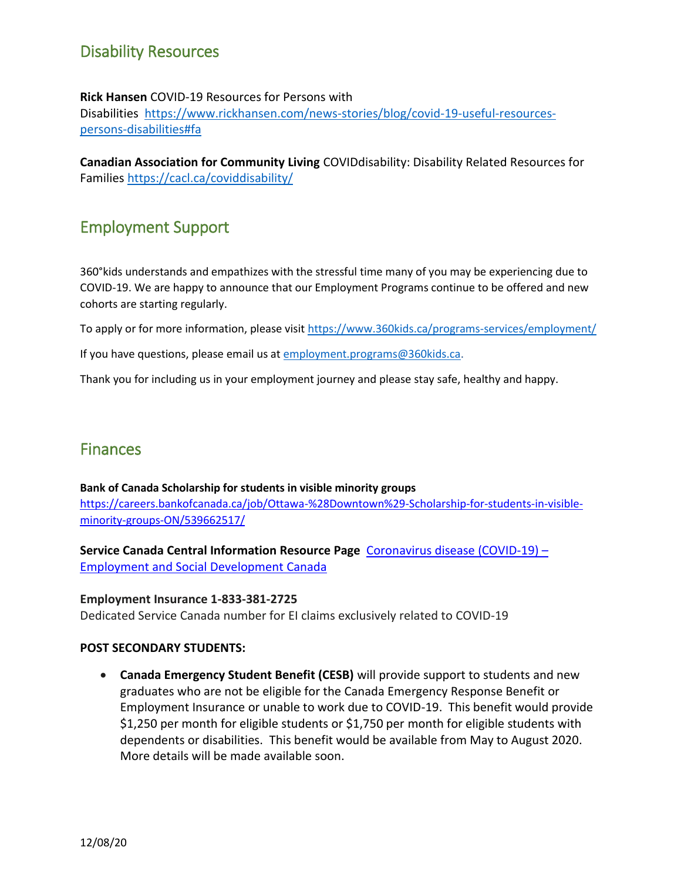## Disability Resources

**Rick Hansen** COVID-19 Resources for Persons with Disabilities https://www.rickhansen.com/news-stories/blog/covid-19-useful-resources-persons-disabilities#fa

**Canadian Association for Community Living** COVIDdisability: Disability Related Resources for Families https://cacl.ca/coviddisability/

## Employment Support

360°kids understands and empathizes with the stressful time many of you may be experiencing due to COVID-19. We are happy to announce that our Employment Programs continue to be offered and new cohorts are starting regularly.

To apply or for more information, please visit https://www.360kids.ca/programs-services/employment/

If you have questions, please email us at employment.programs@360kids.ca.

Thank you for including us in your employment journey and please stay safe, healthy and happy.

## Finances

**Bank of Canada Scholarship for students in visible minority groups**
https://careers.bankofcanada.ca/job/Ottawa-%28Downtown%29-Scholarship-for-students-in-visible-minority-groups-ON/539662517/

**Service Canada Central Information Resource Page** Coronavirus disease (COVID-19) – Employment and Social Development Canada

**Employment Insurance 1-833-381-2725**
Dedicated Service Canada number for EI claims exclusively related to COVID-19

**POST SECONDARY STUDENTS:**

- **Canada Emergency Student Benefit (CESB)** will provide support to students and new graduates who are not be eligible for the Canada Emergency Response Benefit or Employment Insurance or unable to work due to COVID-19. This benefit would provide $1,250 per month for eligible students or $1,750 per month for eligible students with dependents or disabilities. This benefit would be available from May to August 2020. More details will be made available soon.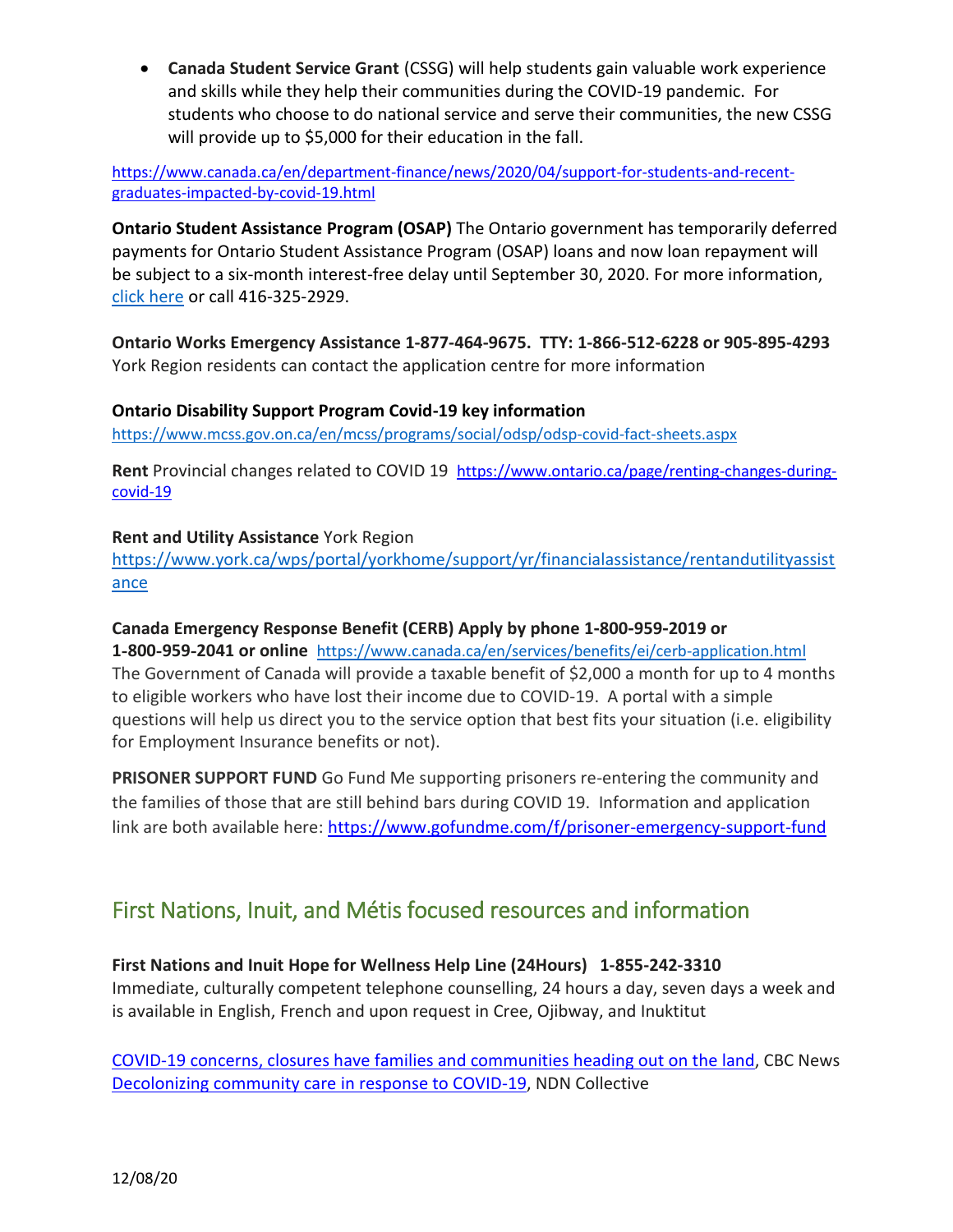- **Canada Student Service Grant** (CSSG) will help students gain valuable work experience and skills while they help their communities during the COVID-19 pandemic. For students who choose to do national service and serve their communities, the new CSSG will provide up to $5,000 for their education in the fall.

https://www.canada.ca/en/department-finance/news/2020/04/support-for-students-and-recent-graduates-impacted-by-covid-19.html

**Ontario Student Assistance Program (OSAP)** The Ontario government has temporarily deferred payments for Ontario Student Assistance Program (OSAP) loans and now loan repayment will be subject to a six-month interest-free delay until September 30, 2020. For more information, click here or call 416-325-2929.

**Ontario Works Emergency Assistance 1-877-464-9675. TTY: 1-866-512-6228 or 905-895-4293**
York Region residents can contact the application centre for more information

**Ontario Disability Support Program Covid-19 key information**
https://www.mcss.gov.on.ca/en/mcss/programs/social/odsp/odsp-covid-fact-sheets.aspx

**Rent** Provincial changes related to COVID 19 https://www.ontario.ca/page/renting-changes-during-covid-19

**Rent and Utility Assistance** York Region
https://www.york.ca/wps/portal/yorkhome/support/yr/financialassistance/rentandutilityassistance

**Canada Emergency Response Benefit (CERB) Apply by phone 1-800-959-2019 or 1-800-959-2041 or online** https://www.canada.ca/en/services/benefits/ei/cerb-application.html
The Government of Canada will provide a taxable benefit of $2,000 a month for up to 4 months to eligible workers who have lost their income due to COVID-19. A portal with a simple questions will help us direct you to the service option that best fits your situation (i.e. eligibility for Employment Insurance benefits or not).

**PRISONER SUPPORT FUND** Go Fund Me supporting prisoners re-entering the community and the families of those that are still behind bars during COVID 19. Information and application link are both available here: https://www.gofundme.com/f/prisoner-emergency-support-fund

## First Nations, Inuit, and Métis focused resources and information

**First Nations and Inuit Hope for Wellness Help Line (24Hours) 1-855-242-3310**
Immediate, culturally competent telephone counselling, 24 hours a day, seven days a week and is available in English, French and upon request in Cree, Ojibway, and Inuktitut

COVID-19 concerns, closures have families and communities heading out on the land, CBC News
Decolonizing community care in response to COVID-19, NDN Collective

12/08/20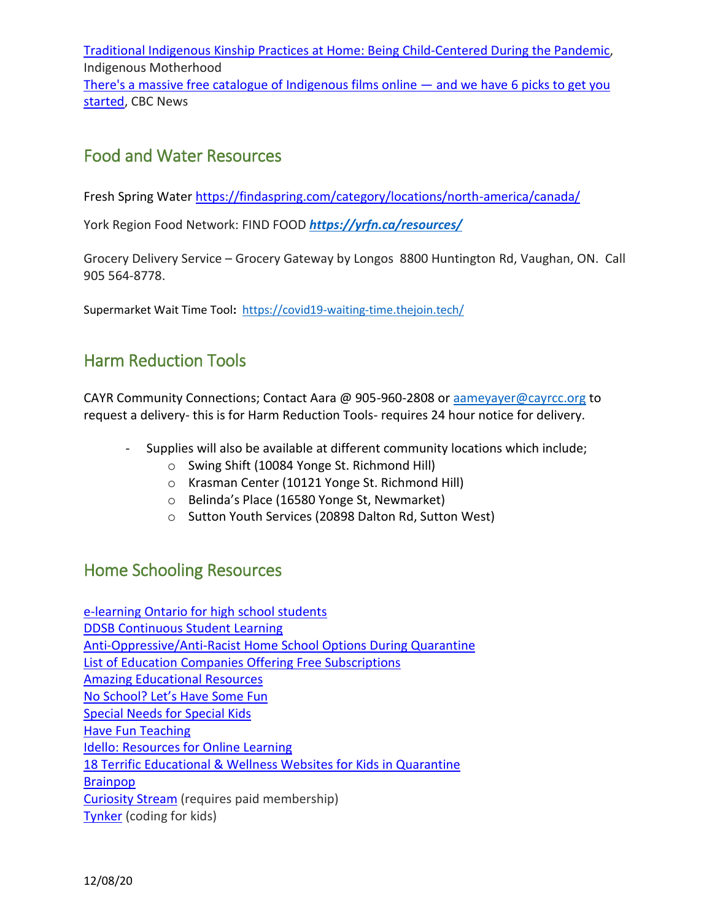[Traditional Indigenous Kinship Practices at Home: Being Child-Centered During the Pandemic](), Indigenous Motherhood
[There's a massive free catalogue of Indigenous films online — and we have 6 picks to get you started](), CBC News

## Food and Water Resources

Fresh Spring Water https://findaspring.com/category/locations/north-america/canada/

York Region Food Network: FIND FOOD ***https://yrfn.ca/resources/***

Grocery Delivery Service – Grocery Gateway by Longos 8800 Huntington Rd, Vaughan, ON. Call 905 564-8778.

Supermarket Wait Time Tool**:** https://covid19-waiting-time.thejoin.tech/

## Harm Reduction Tools

CAYR Community Connections; Contact Aara @ 905-960-2808 or aameyayer@cayrcc.org to request a delivery- this is for Harm Reduction Tools- requires 24 hour notice for delivery.

- Supplies will also be available at different community locations which include;
    - Swing Shift (10084 Yonge St. Richmond Hill)
    - Krasman Center (10121 Yonge St. Richmond Hill)
    - Belinda's Place (16580 Yonge St, Newmarket)
    - Sutton Youth Services (20898 Dalton Rd, Sutton West)

## Home Schooling Resources

[e-learning Ontario for high school students]()
[DDSB Continuous Student Learning]()
[Anti-Oppressive/Anti-Racist Home School Options During Quarantine]()
[List of Education Companies Offering Free Subscriptions]()
[Amazing Educational Resources]()
[No School? Let's Have Some Fun]()
[Special Needs for Special Kids]()
[Have Fun Teaching]()
[Idello: Resources for Online Learning]()
[18 Terrific Educational & Wellness Websites for Kids in Quarantine]()
[Brainpop]()
[Curiosity Stream]() (requires paid membership)
[Tynker]() (coding for kids)

12/08/20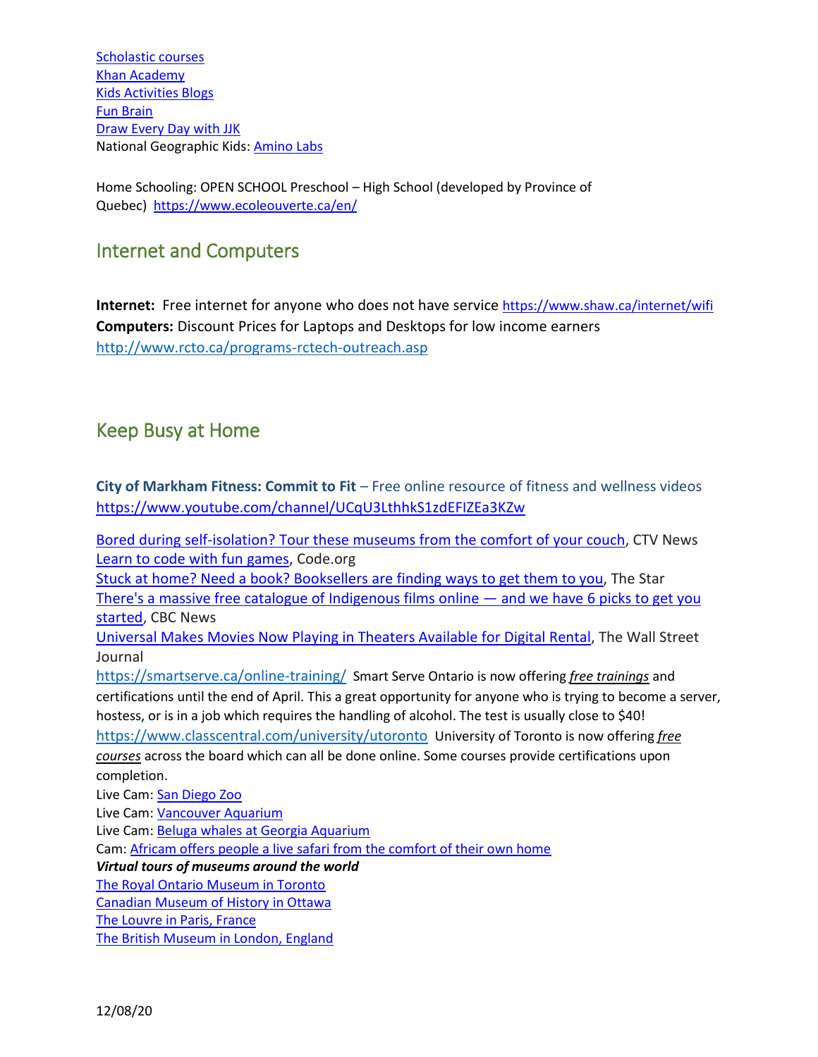Scholastic courses
Khan Academy
Kids Activities Blogs
Fun Brain
Draw Every Day with JJK
National Geographic Kids: Amino Labs

Home Schooling: OPEN SCHOOL Preschool – High School (developed by Province of Quebec) https://www.ecoleouverte.ca/en/

## Internet and Computers

**Internet:** Free internet for anyone who does not have service https://www.shaw.ca/internet/wifi
**Computers:** Discount Prices for Laptops and Desktops for low income earners http://www.rcto.ca/programs-rctech-outreach.asp

## Keep Busy at Home

**City of Markham Fitness: Commit to Fit** – Free online resource of fitness and wellness videos https://www.youtube.com/channel/UCqU3LthhkS1zdEFIZEa3KZw

Bored during self-isolation? Tour these museums from the comfort of your couch, CTV News
Learn to code with fun games, Code.org
Stuck at home? Need a book? Booksellers are finding ways to get them to you, The Star
There's a massive free catalogue of Indigenous films online — and we have 6 picks to get you started, CBC News
Universal Makes Movies Now Playing in Theaters Available for Digital Rental, The Wall Street Journal
https://smartserve.ca/online-training/ Smart Serve Ontario is now offering ***free trainings*** and certifications until the end of April. This a great opportunity for anyone who is trying to become a server, hostess, or is in a job which requires the handling of alcohol. The test is usually close to $40!
https://www.classcentral.com/university/utoronto University of Toronto is now offering ***free courses*** across the board which can all be done online. Some courses provide certifications upon completion.
Live Cam: San Diego Zoo
Live Cam: Vancouver Aquarium
Live Cam: Beluga whales at Georgia Aquarium
Cam: Africam offers people a live safari from the comfort of their own home
***Virtual tours of museums around the world***
The Royal Ontario Museum in Toronto
Canadian Museum of History in Ottawa
The Louvre in Paris, France
The British Museum in London, England

12/08/20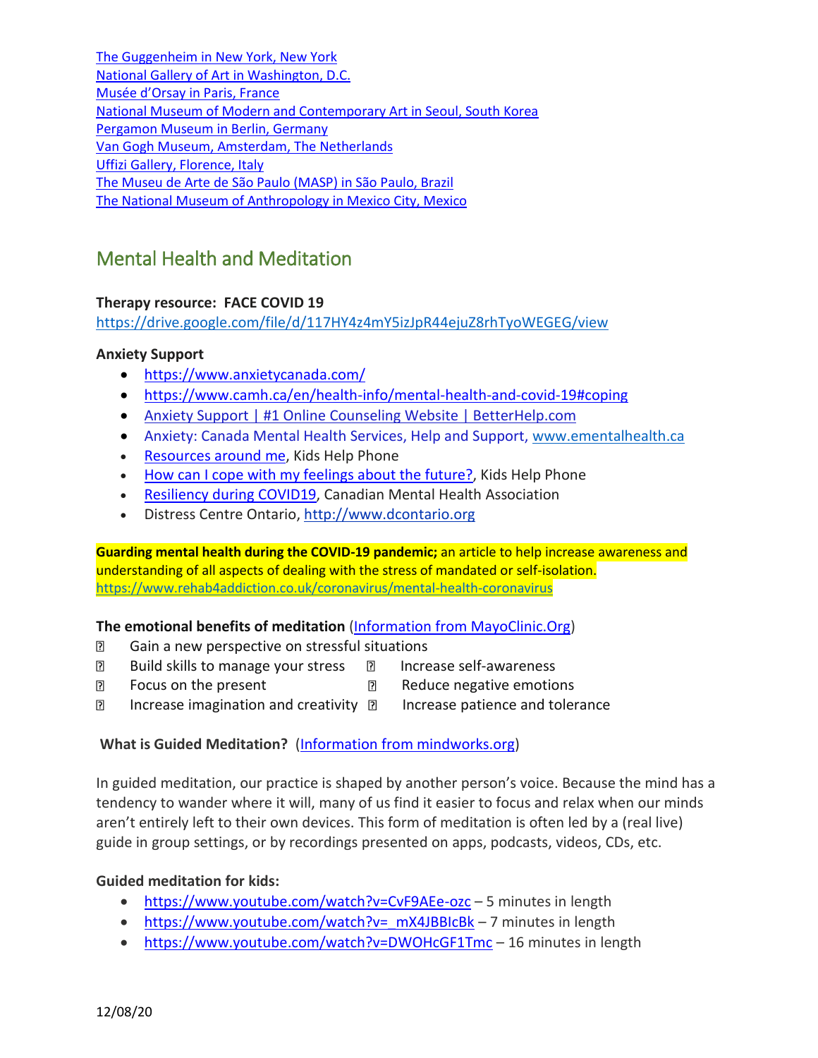The Guggenheim in New York, New York
National Gallery of Art in Washington, D.C.
Musée d'Orsay in Paris, France
National Museum of Modern and Contemporary Art in Seoul, South Korea
Pergamon Museum in Berlin, Germany
Van Gogh Museum, Amsterdam, The Netherlands
Uffizi Gallery, Florence, Italy
The Museu de Arte de São Paulo (MASP) in São Paulo, Brazil
The National Museum of Anthropology in Mexico City, Mexico

## Mental Health and Meditation

**Therapy resource: FACE COVID 19**
https://drive.google.com/file/d/117HY4z4mY5izJpR44ejuZ8rhTyoWEGEG/view

**Anxiety Support**

- https://www.anxietycanada.com/
- https://www.camh.ca/en/health-info/mental-health-and-covid-19#coping
- Anxiety Support | #1 Online Counseling Website | BetterHelp.com
- Anxiety: Canada Mental Health Services, Help and Support, www.ementalhealth.ca
- Resources around me, Kids Help Phone
- How can I cope with my feelings about the future?, Kids Help Phone
- Resiliency during COVID19, Canadian Mental Health Association
- Distress Centre Ontario, http://www.dcontario.org

**Guarding mental health during the COVID-19 pandemic;** an article to help increase awareness and understanding of all aspects of dealing with the stress of mandated or self-isolation.
https://www.rehab4addiction.co.uk/coronavirus/mental-health-coronavirus

**The emotional benefits of meditation** (Information from MayoClinic.Org)

- Gain a new perspective on stressful situations
- Build skills to manage your stress
- Increase self-awareness
- Focus on the present
- Reduce negative emotions
- Increase imagination and creativity
- Increase patience and tolerance

**What is Guided Meditation?** (Information from mindworks.org)

In guided meditation, our practice is shaped by another person's voice. Because the mind has a tendency to wander where it will, many of us find it easier to focus and relax when our minds aren't entirely left to their own devices. This form of meditation is often led by a (real live) guide in group settings, or by recordings presented on apps, podcasts, videos, CDs, etc.

**Guided meditation for kids:**

- https://www.youtube.com/watch?v=CvF9AEe-ozc – 5 minutes in length
- https://www.youtube.com/watch?v=_mX4JBBIcBk – 7 minutes in length
- https://www.youtube.com/watch?v=DWOHcGF1Tmc – 16 minutes in length

12/08/20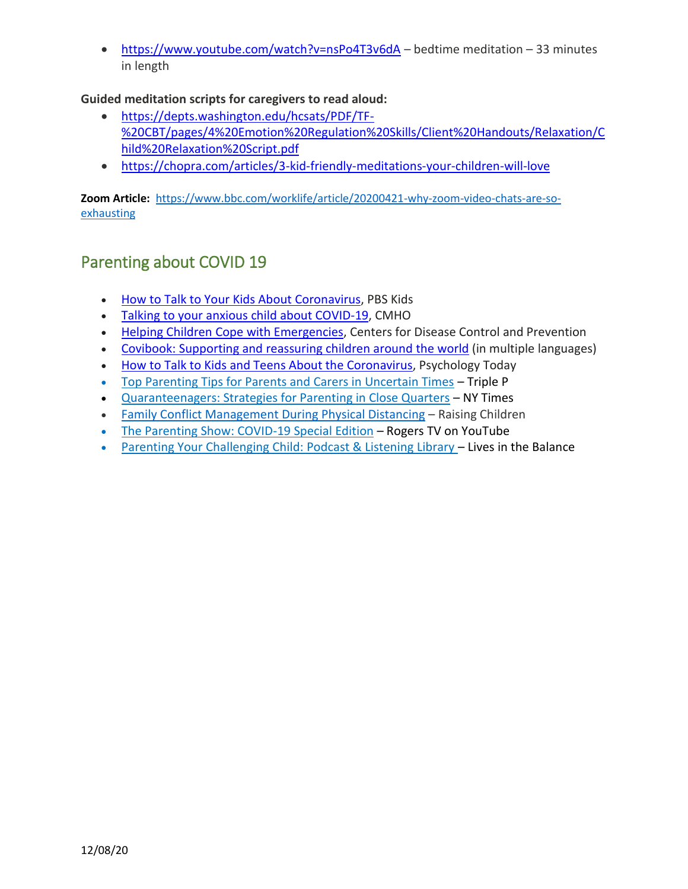- https://www.youtube.com/watch?v=nsPo4T3v6dA – bedtime meditation – 33 minutes in length

**Guided meditation scripts for caregivers to read aloud:**

- https://depts.washington.edu/hcsats/PDF/TF-%20CBT/pages/4%20Emotion%20Regulation%20Skills/Client%20Handouts/Relaxation/Child%20Relaxation%20Script.pdf
- https://chopra.com/articles/3-kid-friendly-meditations-your-children-will-love

**Zoom Article:** https://www.bbc.com/worklife/article/20200421-why-zoom-video-chats-are-so-exhausting

## Parenting about COVID 19

- How to Talk to Your Kids About Coronavirus, PBS Kids
- Talking to your anxious child about COVID-19, CMHO
- Helping Children Cope with Emergencies, Centers for Disease Control and Prevention
- Covibook: Supporting and reassuring children around the world (in multiple languages)
- How to Talk to Kids and Teens About the Coronavirus, Psychology Today
- Top Parenting Tips for Parents and Carers in Uncertain Times – Triple P
- Quaranteenagers: Strategies for Parenting in Close Quarters – NY Times
- Family Conflict Management During Physical Distancing – Raising Children
- The Parenting Show: COVID-19 Special Edition – Rogers TV on YouTube
- Parenting Your Challenging Child: Podcast & Listening Library – Lives in the Balance

12/08/20